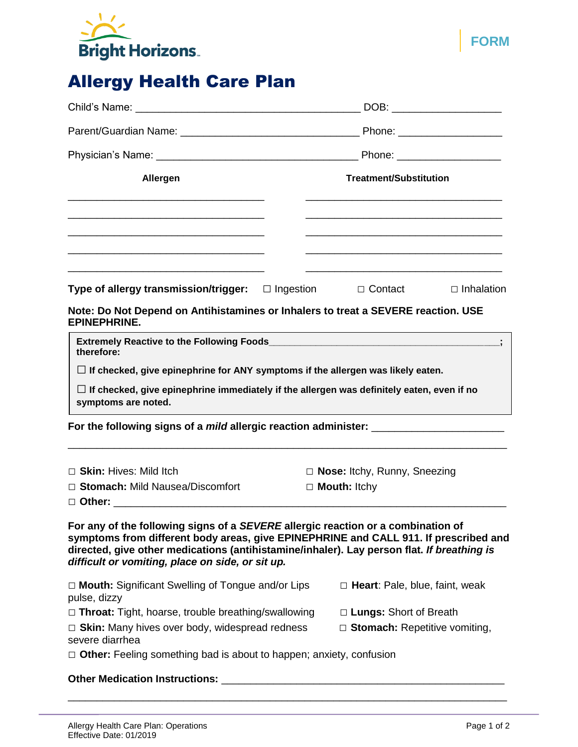Bright Horizons

FORM

# Allergy Health Care Plan

Child's Name: ______________________________________ DOB: __________________

Parent/Guardian Name: ______________________________ Phone: _________________

Physician's Name: _________________________________ Phone: _________________

| Allergen | Treatment/Substitution |
|---|---|
| ______________________________ | ______________________________ |
| ______________________________ | ______________________________ |
| ______________________________ | ______________________________ |
| ______________________________ | ______________________________ |
| ______________________________ | ______________________________ |

**Type of allergy transmission/trigger:** ☐ Ingestion ☐ Contact ☐ Inhalation

**Note: Do Not Depend on Antihistamines or Inhalers to treat a SEVERE reaction. USE EPINEPHRINE.**

**Extremely Reactive to the Following Foods__________________________________________; therefore:**

☐ **If checked, give epinephrine for ANY symptoms if the allergen was likely eaten.**

☐ **If checked, give epinephrine immediately if the allergen was definitely eaten, even if no symptoms are noted.**

**For the following signs of a *mild* allergic reaction administer:** ______________________

______________________________________________________________________________

☐ **Skin:** Hives: Mild Itch
☐ **Nose:** Itchy, Runny, Sneezing
☐ **Stomach:** Mild Nausea/Discomfort
☐ **Mouth:** Itchy
☐ **Other:** _________________________________________________________________

**For any of the following signs of a *SEVERE* allergic reaction or a combination of symptoms from different body areas, give EPINEPHRINE and CALL 911. If prescribed and directed, give other medications (antihistamine/inhaler). Lay person flat. *If breathing is difficult or vomiting, place on side, or sit up.***

☐ **Mouth:** Significant Swelling of Tongue and/or Lips
☐ **Heart**: Pale, blue, faint, weak pulse, dizzy
☐ **Throat:** Tight, hoarse, trouble breathing/swallowing
☐ **Lungs:** Short of Breath
☐ **Skin:** Many hives over body, widespread redness
☐ **Stomach:** Repetitive vomiting, severe diarrhea
☐ **Other:** Feeling something bad is about to happen; anxiety, confusion

**Other Medication Instructions:** ____________________________________________

______________________________________________________________________________

Allergy Health Care Plan: Operations
Effective Date: 01/2019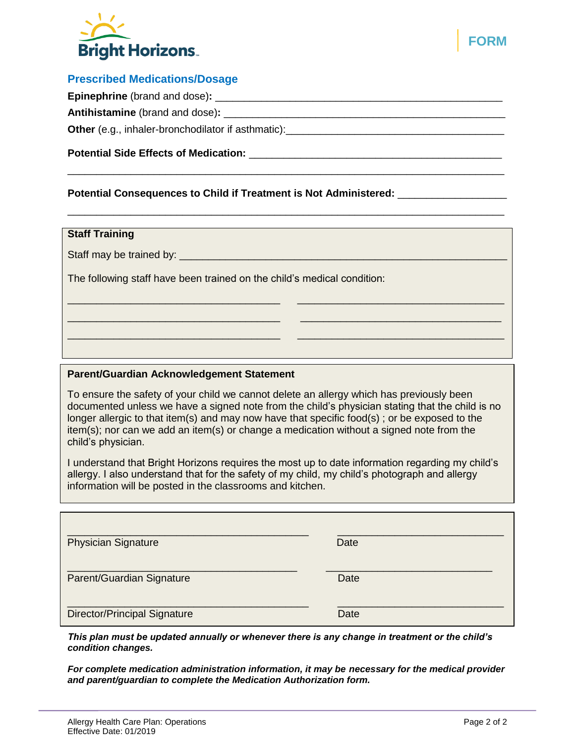**FORM**

## Prescribed Medications/Dosage

**Epinephrine** (brand and dose)**:** ______________________________________________

**Antihistamine** (brand and dose)**:** ____________________________________________

**Other** (e.g., inhaler-bronchodilator if asthmatic):___________________________________

**Potential Side Effects of Medication:** ________________________________________

______________________________________________________________________

**Potential Consequences to Child if Treatment is Not Administered:** ________________

______________________________________________________________________

### Staff Training

Staff may be trained by: ______________________________________________________

The following staff have been trained on the child's medical condition:

______________________________ ______________________________

______________________________ ______________________________

______________________________ ______________________________

### Parent/Guardian Acknowledgement Statement

To ensure the safety of your child we cannot delete an allergy which has previously been documented unless we have a signed note from the child's physician stating that the child is no longer allergic to that item(s) and may now have that specific food(s) ; or be exposed to the item(s); nor can we add an item(s) or change a medication without a signed note from the child's physician.

I understand that Bright Horizons requires the most up to date information regarding my child's allergy. I also understand that for the safety of my child, my child's photograph and allergy information will be posted in the classrooms and kitchen.

______________________________________ ____________________________

Physician Signature Date

______________________________________ ____________________________

Parent/Guardian Signature Date

______________________________________ ____________________________

Director/Principal Signature Date

***This plan must be updated annually or whenever there is any change in treatment or the child's condition changes.***

***For complete medication administration information, it may be necessary for the medical provider and parent/guardian to complete the Medication Authorization form.***